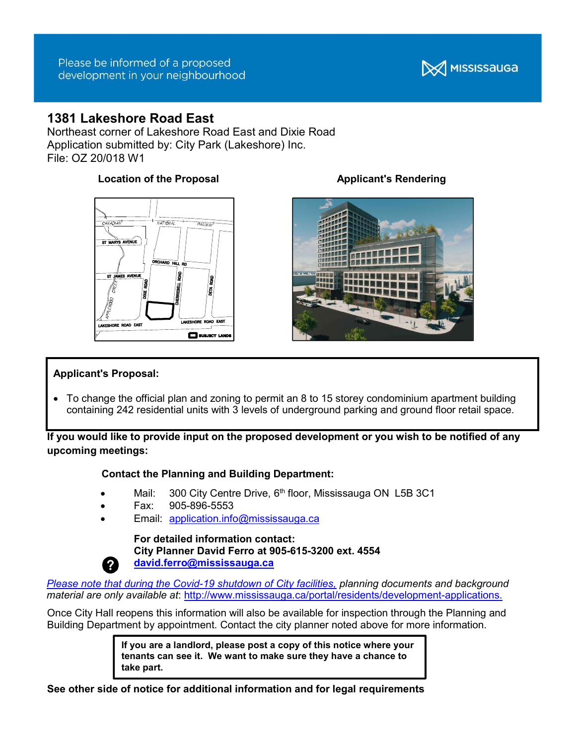Please be informed of a proposed development in your neighbourhood

MISSISSAUGA

# 1381 Lakeshore Road East

Northeast corner of Lakeshore Road East and Dixie Road
Application submitted by: City Park (Lakeshore) Inc.
File: OZ 20/018 W1

**Location of the Proposal**

**Applicant's Rendering**

**Applicant's Proposal:**

- To change the official plan and zoning to permit an 8 to 15 storey condominium apartment building containing 242 residential units with 3 levels of underground parking and ground floor retail space.

**If you would like to provide input on the proposed development or you wish to be notified of any upcoming meetings:**

**Contact the Planning and Building Department:**

- Mail: 300 City Centre Drive, 6th floor, Mississauga ON L5B 3C1
- Fax: 905-896-5553
- Email: application.info@mississauga.ca

**For detailed information contact:**
**City Planner David Ferro at 905-615-3200 ext. 4554**
**david.ferro@mississauga.ca**

*Please note that during the Covid-19 shutdown of City facilities, planning documents and background material are only available at*: http://www.mississauga.ca/portal/residents/development-applications.

Once City Hall reopens this information will also be available for inspection through the Planning and Building Department by appointment. Contact the city planner noted above for more information.

**If you are a landlord, please post a copy of this notice where your tenants can see it. We want to make sure they have a chance to take part.**

**See other side of notice for additional information and for legal requirements**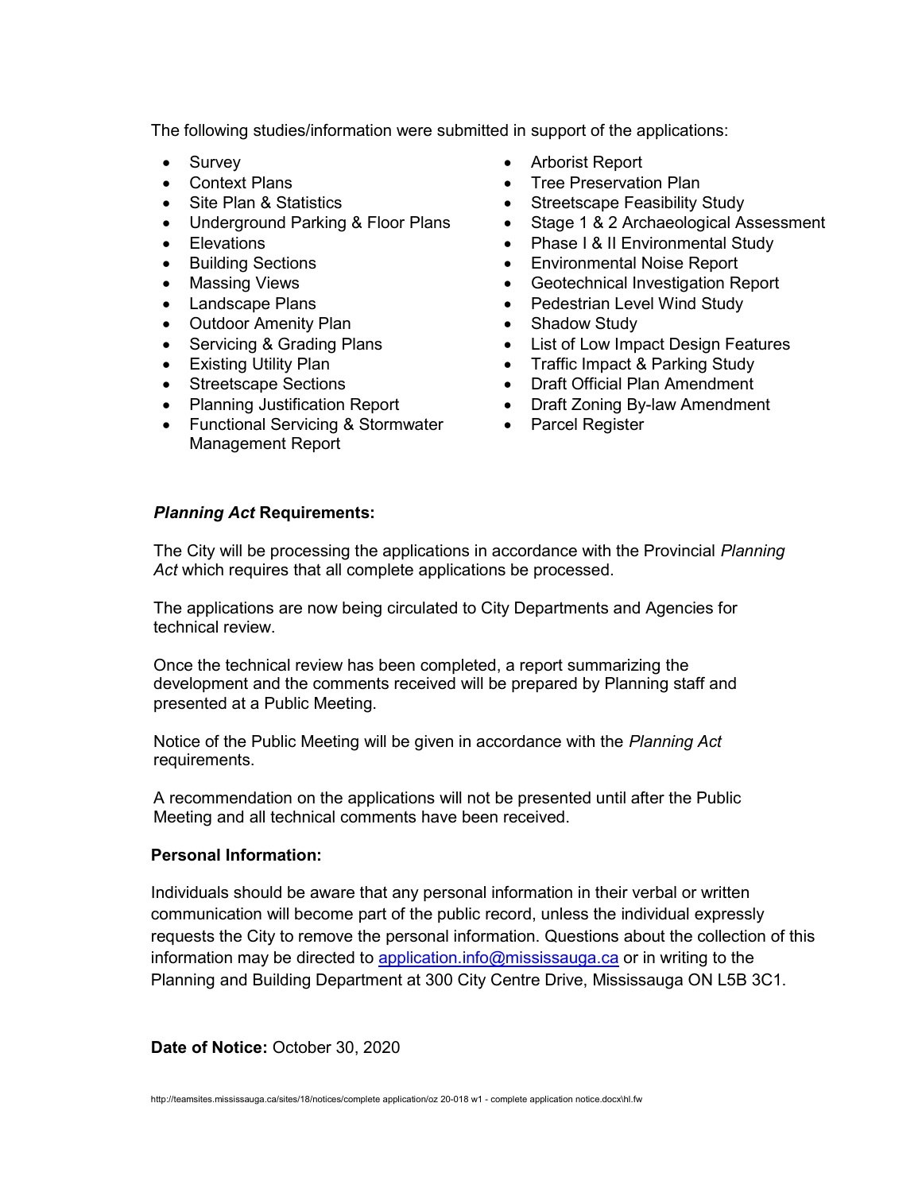The following studies/information were submitted in support of the applications:

- Survey
- Context Plans
- Site Plan & Statistics
- Underground Parking & Floor Plans
- Elevations
- Building Sections
- Massing Views
- Landscape Plans
- Outdoor Amenity Plan
- Servicing & Grading Plans
- Existing Utility Plan
- Streetscape Sections
- Planning Justification Report
- Functional Servicing & Stormwater Management Report
- Arborist Report
- Tree Preservation Plan
- Streetscape Feasibility Study
- Stage 1 & 2 Archaeological Assessment
- Phase I & II Environmental Study
- Environmental Noise Report
- Geotechnical Investigation Report
- Pedestrian Level Wind Study
- Shadow Study
- List of Low Impact Design Features
- Traffic Impact & Parking Study
- Draft Official Plan Amendment
- Draft Zoning By-law Amendment
- Parcel Register

**_Planning Act_ Requirements:**

The City will be processing the applications in accordance with the Provincial *Planning Act* which requires that all complete applications be processed.

The applications are now being circulated to City Departments and Agencies for technical review.

Once the technical review has been completed, a report summarizing the development and the comments received will be prepared by Planning staff and presented at a Public Meeting.

Notice of the Public Meeting will be given in accordance with the *Planning Act* requirements.

A recommendation on the applications will not be presented until after the Public Meeting and all technical comments have been received.

**Personal Information:**

Individuals should be aware that any personal information in their verbal or written communication will become part of the public record, unless the individual expressly requests the City to remove the personal information. Questions about the collection of this information may be directed to application.info@mississauga.ca or in writing to the Planning and Building Department at 300 City Centre Drive, Mississauga ON L5B 3C1.

**Date of Notice:** October 30, 2020

http://teamsites.mississauga.ca/sites/18/notices/complete application/oz 20-018 w1 - complete application notice.docx\hl.fw